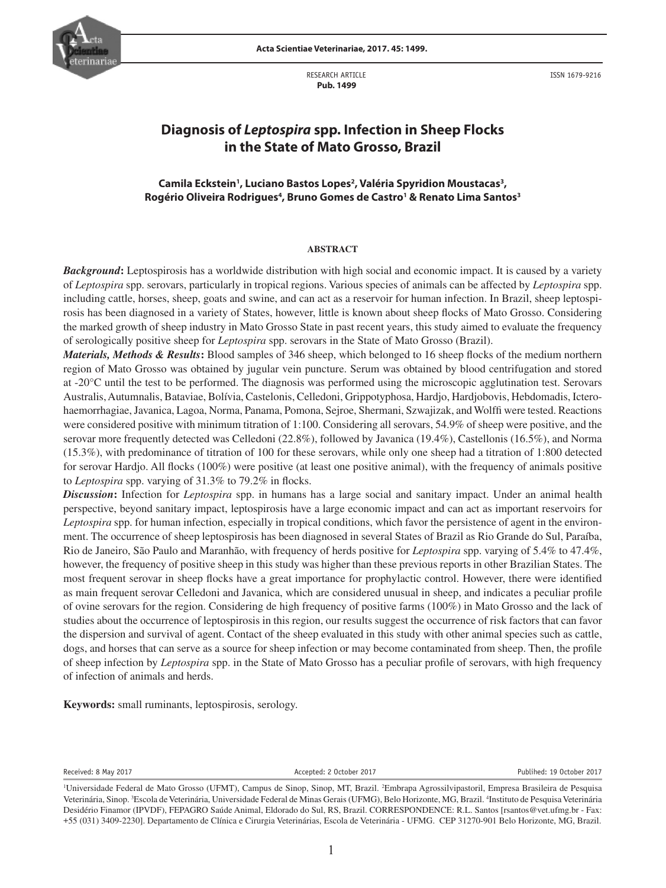RESEARCH ARTICLE
**Pub. 1499**

ISSN 1679-9216

# Diagnosis of *Leptospira* spp. Infection in Sheep Flocks in the State of Mato Grosso, Brazil

**Camila Eckstein[1], Luciano Bastos Lopes[2], Valéria Spyridion Moustacas[3], Rogério Oliveira Rodrigues[4], Bruno Gomes de Castro[1] & Renato Lima Santos[3]**

## ABSTRACT

***Background*:** Leptospirosis has a worldwide distribution with high social and economic impact. It is caused by a variety of *Leptospira* spp. serovars, particularly in tropical regions. Various species of animals can be affected by *Leptospira* spp. including cattle, horses, sheep, goats and swine, and can act as a reservoir for human infection. In Brazil, sheep leptospirosis has been diagnosed in a variety of States, however, little is known about sheep flocks of Mato Grosso. Considering the marked growth of sheep industry in Mato Grosso State in past recent years, this study aimed to evaluate the frequency of serologically positive sheep for *Leptospira* spp. serovars in the State of Mato Grosso (Brazil).

***Materials, Methods & Results*:** Blood samples of 346 sheep, which belonged to 16 sheep flocks of the medium northern region of Mato Grosso was obtained by jugular vein puncture. Serum was obtained by blood centrifugation and stored at -20°C until the test to be performed. The diagnosis was performed using the microscopic agglutination test. Serovars Australis, Autumnalis, Bataviae, Bolívia, Castelonis, Celledoni, Grippotyphosa, Hardjo, Hardjobovis, Hebdomadis, Icterohaemorrhagiae, Javanica, Lagoa, Norma, Panama, Pomona, Sejroe, Shermani, Szwajizak, and Wolffi were tested. Reactions were considered positive with minimum titration of 1:100. Considering all serovars, 54.9% of sheep were positive, and the serovar more frequently detected was Celledoni (22.8%), followed by Javanica (19.4%), Castellonis (16.5%), and Norma (15.3%), with predominance of titration of 100 for these serovars, while only one sheep had a titration of 1:800 detected for serovar Hardjo. All flocks (100%) were positive (at least one positive animal), with the frequency of animals positive to *Leptospira* spp. varying of 31.3% to 79.2% in flocks.

***Discussion*:** Infection for *Leptospira* spp. in humans has a large social and sanitary impact. Under an animal health perspective, beyond sanitary impact, leptospirosis have a large economic impact and can act as important reservoirs for *Leptospira* spp. for human infection, especially in tropical conditions, which favor the persistence of agent in the environment. The occurrence of sheep leptospirosis has been diagnosed in several States of Brazil as Rio Grande do Sul, Paraíba, Rio de Janeiro, São Paulo and Maranhão, with frequency of herds positive for *Leptospira* spp. varying of 5.4% to 47.4%, however, the frequency of positive sheep in this study was higher than these previous reports in other Brazilian States. The most frequent serovar in sheep flocks have a great importance for prophylactic control. However, there were identified as main frequent serovar Celledoni and Javanica, which are considered unusual in sheep, and indicates a peculiar profile of ovine serovars for the region. Considering de high frequency of positive farms (100%) in Mato Grosso and the lack of studies about the occurrence of leptospirosis in this region, our results suggest the occurrence of risk factors that can favor the dispersion and survival of agent. Contact of the sheep evaluated in this study with other animal species such as cattle, dogs, and horses that can serve as a source for sheep infection or may become contaminated from sheep. Then, the profile of sheep infection by *Leptospira* spp. in the State of Mato Grosso has a peculiar profile of serovars, with high frequency of infection of animals and herds.

**Keywords:** small ruminants, leptospirosis, serology.

Received: 8 May 2017 | Accepted: 2 October 2017 | Publihed: 19 October 2017

[1]Universidade Federal de Mato Grosso (UFMT), Campus de Sinop, Sinop, MT, Brazil. [2]Embrapa Agrossilvipastoril, Empresa Brasileira de Pesquisa Veterinária, Sinop. [3]Escola de Veterinária, Universidade Federal de Minas Gerais (UFMG), Belo Horizonte, MG, Brazil. [4]Instituto de Pesquisa Veterinária Desidério Finamor (IPVDF), FEPAGRO Saúde Animal, Eldorado do Sul, RS, Brazil. CORRESPONDENCE: R.L. Santos [rsantos@vet.ufmg.br - Fax: +55 (031) 3409-2230]. Departamento de Clínica e Cirurgia Veterinárias, Escola de Veterinária - UFMG. CEP 31270-901 Belo Horizonte, MG, Brazil.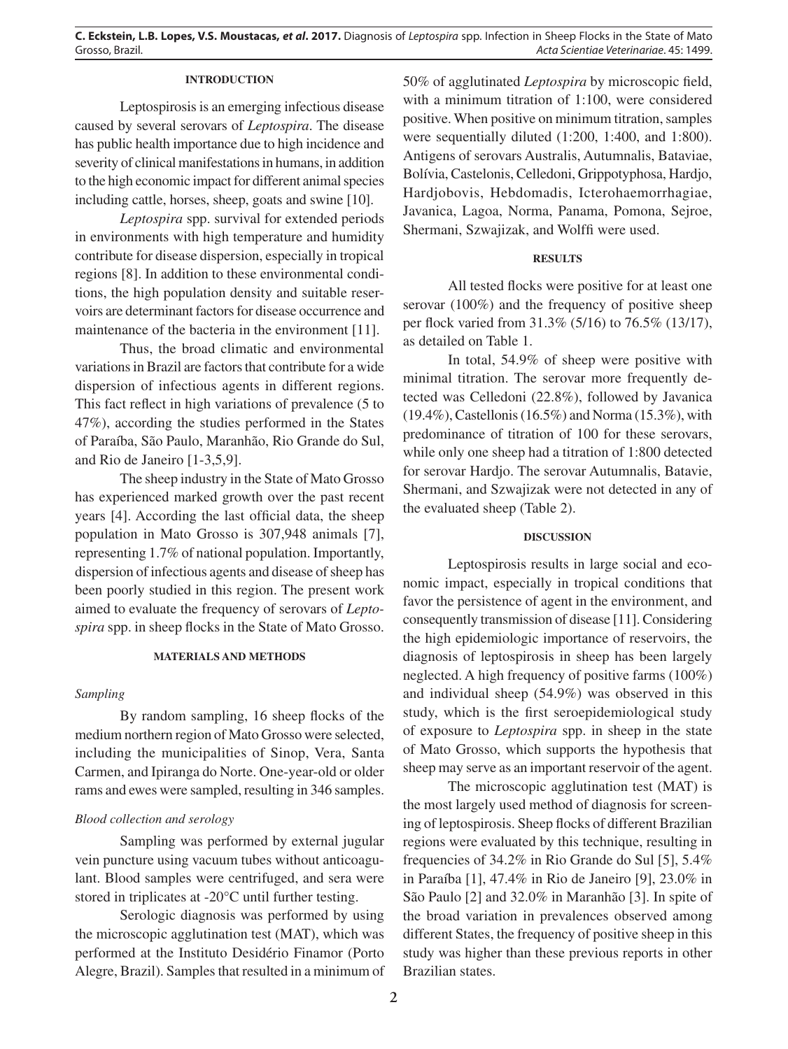## INTRODUCTION

Leptospirosis is an emerging infectious disease caused by several serovars of *Leptospira*. The disease has public health importance due to high incidence and severity of clinical manifestations in humans, in addition to the high economic impact for different animal species including cattle, horses, sheep, goats and swine [10].

*Leptospira* spp. survival for extended periods in environments with high temperature and humidity contribute for disease dispersion, especially in tropical regions [8]. In addition to these environmental conditions, the high population density and suitable reservoirs are determinant factors for disease occurrence and maintenance of the bacteria in the environment [11].

Thus, the broad climatic and environmental variations in Brazil are factors that contribute for a wide dispersion of infectious agents in different regions. This fact reflect in high variations of prevalence (5 to 47%), according the studies performed in the States of Paraíba, São Paulo, Maranhão, Rio Grande do Sul, and Rio de Janeiro [1-3,5,9].

The sheep industry in the State of Mato Grosso has experienced marked growth over the past recent years [4]. According the last official data, the sheep population in Mato Grosso is 307,948 animals [7], representing 1.7% of national population. Importantly, dispersion of infectious agents and disease of sheep has been poorly studied in this region. The present work aimed to evaluate the frequency of serovars of *Leptospira* spp. in sheep flocks in the State of Mato Grosso.

## MATERIALS AND METHODS

### *Sampling*

By random sampling, 16 sheep flocks of the medium northern region of Mato Grosso were selected, including the municipalities of Sinop, Vera, Santa Carmen, and Ipiranga do Norte. One-year-old or older rams and ewes were sampled, resulting in 346 samples.

### *Blood collection and serology*

Sampling was performed by external jugular vein puncture using vacuum tubes without anticoagulant. Blood samples were centrifuged, and sera were stored in triplicates at -20°C until further testing.

Serologic diagnosis was performed by using the microscopic agglutination test (MAT), which was performed at the Instituto Desidério Finamor (Porto Alegre, Brazil). Samples that resulted in a minimum of 50% of agglutinated *Leptospira* by microscopic field, with a minimum titration of 1:100, were considered positive. When positive on minimum titration, samples were sequentially diluted (1:200, 1:400, and 1:800). Antigens of serovars Australis, Autumnalis, Bataviae, Bolívia, Castelonis, Celledoni, Grippotyphosa, Hardjo, Hardjobovis, Hebdomadis, Icterohaemorrhagiae, Javanica, Lagoa, Norma, Panama, Pomona, Sejroe, Shermani, Szwajizak, and Wolffi were used.

## RESULTS

All tested flocks were positive for at least one serovar (100%) and the frequency of positive sheep per flock varied from 31.3% (5/16) to 76.5% (13/17), as detailed on Table 1.

In total, 54.9% of sheep were positive with minimal titration. The serovar more frequently detected was Celledoni (22.8%), followed by Javanica (19.4%), Castellonis (16.5%) and Norma (15.3%), with predominance of titration of 100 for these serovars, while only one sheep had a titration of 1:800 detected for serovar Hardjo. The serovar Autumnalis, Batavie, Shermani, and Szwajizak were not detected in any of the evaluated sheep (Table 2).

## DISCUSSION

Leptospirosis results in large social and economic impact, especially in tropical conditions that favor the persistence of agent in the environment, and consequently transmission of disease [11]. Considering the high epidemiologic importance of reservoirs, the diagnosis of leptospirosis in sheep has been largely neglected. A high frequency of positive farms (100%) and individual sheep (54.9%) was observed in this study, which is the first seroepidemiological study of exposure to *Leptospira* spp. in sheep in the state of Mato Grosso, which supports the hypothesis that sheep may serve as an important reservoir of the agent.

The microscopic agglutination test (MAT) is the most largely used method of diagnosis for screening of leptospirosis. Sheep flocks of different Brazilian regions were evaluated by this technique, resulting in frequencies of 34.2% in Rio Grande do Sul [5], 5.4% in Paraíba [1], 47.4% in Rio de Janeiro [9], 23.0% in São Paulo [2] and 32.0% in Maranhão [3]. In spite of the broad variation in prevalences observed among different States, the frequency of positive sheep in this study was higher than these previous reports in other Brazilian states.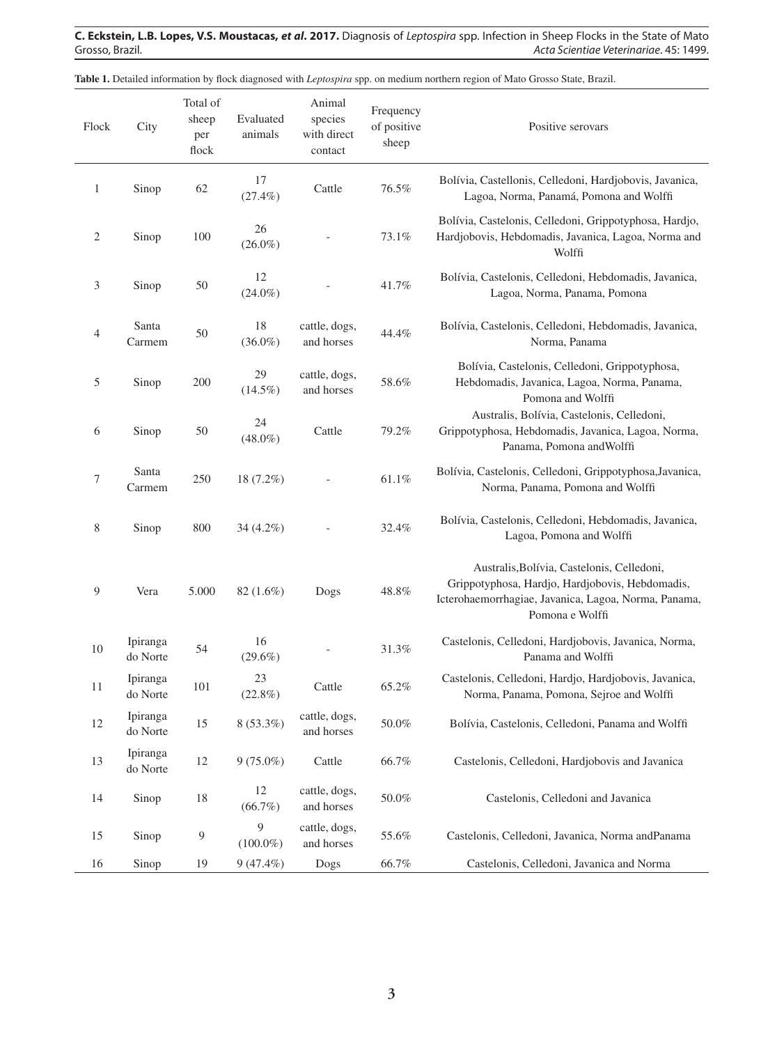**Table 1.** Detailed information by flock diagnosed with *Leptospira* spp. on medium northern region of Mato Grosso State, Brazil.

| Flock | City | Total of sheep per flock | Evaluated animals | Animal species with direct contact | Frequency of positive sheep | Positive serovars |
|---|---|---|---|---|---|---|
| 1 | Sinop | 62 | 17 (27.4%) | Cattle | 76.5% | Bolívia, Castellonis, Celledoni, Hardjobovis, Javanica, Lagoa, Norma, Panamá, Pomona and Wolffi |
| 2 | Sinop | 100 | 26 (26.0%) | - | 73.1% | Bolívia, Castelonis, Celledoni, Grippotyphosa, Hardjo, Hardjobovis, Hebdomadis, Javanica, Lagoa, Norma and Wolffi |
| 3 | Sinop | 50 | 12 (24.0%) | - | 41.7% | Bolívia, Castelonis, Celledoni, Hebdomadis, Javanica, Lagoa, Norma, Panama, Pomona |
| 4 | Santa Carmem | 50 | 18 (36.0%) | cattle, dogs, and horses | 44.4% | Bolívia, Castelonis, Celledoni, Hebdomadis, Javanica, Norma, Panama |
| 5 | Sinop | 200 | 29 (14.5%) | cattle, dogs, and horses | 58.6% | Bolívia, Castelonis, Celledoni, Grippotyphosa, Hebdomadis, Javanica, Lagoa, Norma, Panama, Pomona and Wolffi |
| 6 | Sinop | 50 | 24 (48.0%) | Cattle | 79.2% | Australis, Bolívia, Castelonis, Celledoni, Grippotyphosa, Hebdomadis, Javanica, Lagoa, Norma, Panama, Pomona andWolffi |
| 7 | Santa Carmem | 250 | 18 (7.2%) | - | 61.1% | Bolívia, Castelonis, Celledoni, Grippotyphosa,Javanica, Norma, Panama, Pomona and Wolffi |
| 8 | Sinop | 800 | 34 (4.2%) | - | 32.4% | Bolívia, Castelonis, Celledoni, Hebdomadis, Javanica, Lagoa, Pomona and Wolffi |
| 9 | Vera | 5.000 | 82 (1.6%) | Dogs | 48.8% | Australis,Bolívia, Castelonis, Celledoni, Grippotyphosa, Hardjo, Hardjobovis, Hebdomadis, Icterohaemorrhagiae, Javanica, Lagoa, Norma, Panama, Pomona e Wolffi |
| 10 | Ipiranga do Norte | 54 | 16 (29.6%) | - | 31.3% | Castelonis, Celledoni, Hardjobovis, Javanica, Norma, Panama and Wolffi |
| 11 | Ipiranga do Norte | 101 | 23 (22.8%) | Cattle | 65.2% | Castelonis, Celledoni, Hardjo, Hardjobovis, Javanica, Norma, Panama, Pomona, Sejroe and Wolffi |
| 12 | Ipiranga do Norte | 15 | 8 (53.3%) | cattle, dogs, and horses | 50.0% | Bolívia, Castelonis, Celledoni, Panama and Wolffi |
| 13 | Ipiranga do Norte | 12 | 9 (75.0%) | Cattle | 66.7% | Castelonis, Celledoni, Hardjobovis and Javanica |
| 14 | Sinop | 18 | 12 (66.7%) | cattle, dogs, and horses | 50.0% | Castelonis, Celledoni and Javanica |
| 15 | Sinop | 9 | 9 (100.0%) | cattle, dogs, and horses | 55.6% | Castelonis, Celledoni, Javanica, Norma andPanama |
| 16 | Sinop | 19 | 9 (47.4%) | Dogs | 66.7% | Castelonis, Celledoni, Javanica and Norma |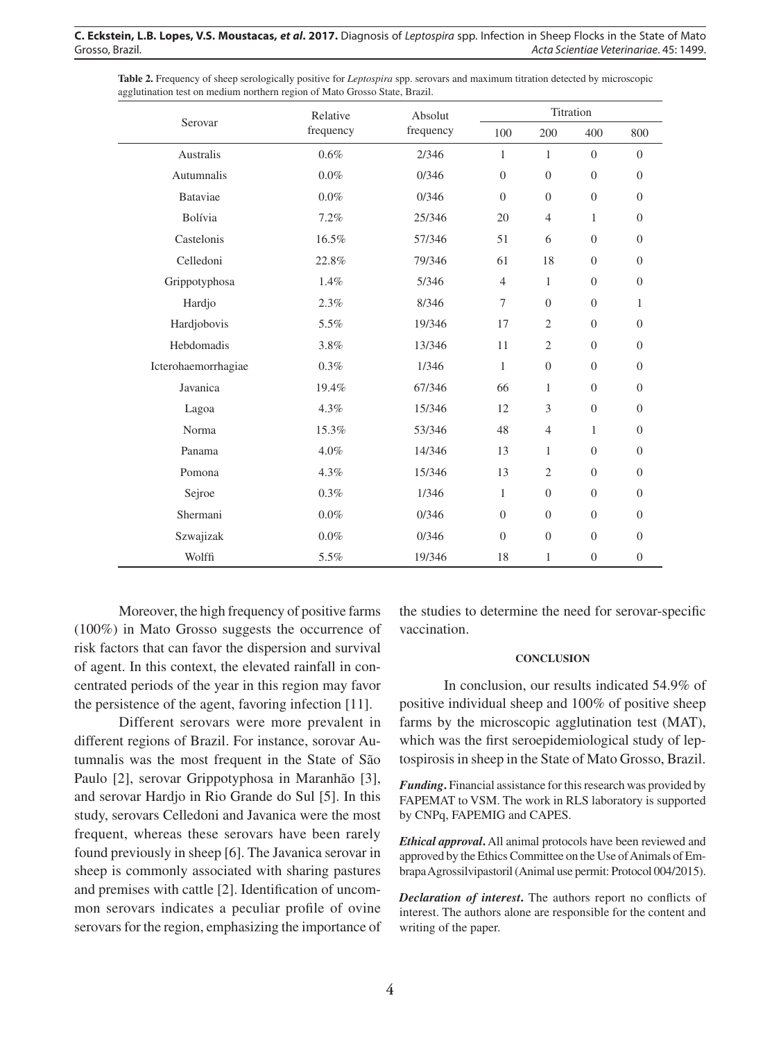**Table 2.** Frequency of sheep serologically positive for *Leptospira* spp. serovars and maximum titration detected by microscopic agglutination test on medium northern region of Mato Grosso State, Brazil.

| Serovar | Relative frequency | Absolut frequency | Titration | | | |
|---|---|---|---|---|---|---|
| | | | 100 | 200 | 400 | 800 |
| Australis | 0.6% | 2/346 | 1 | 1 | 0 | 0 |
| Autumnalis | 0.0% | 0/346 | 0 | 0 | 0 | 0 |
| Bataviae | 0.0% | 0/346 | 0 | 0 | 0 | 0 |
| Bolívia | 7.2% | 25/346 | 20 | 4 | 1 | 0 |
| Castelonis | 16.5% | 57/346 | 51 | 6 | 0 | 0 |
| Celledoni | 22.8% | 79/346 | 61 | 18 | 0 | 0 |
| Grippotyphosa | 1.4% | 5/346 | 4 | 1 | 0 | 0 |
| Hardjo | 2.3% | 8/346 | 7 | 0 | 0 | 1 |
| Hardjobovis | 5.5% | 19/346 | 17 | 2 | 0 | 0 |
| Hebdomadis | 3.8% | 13/346 | 11 | 2 | 0 | 0 |
| Icterohaemorrhagiae | 0.3% | 1/346 | 1 | 0 | 0 | 0 |
| Javanica | 19.4% | 67/346 | 66 | 1 | 0 | 0 |
| Lagoa | 4.3% | 15/346 | 12 | 3 | 0 | 0 |
| Norma | 15.3% | 53/346 | 48 | 4 | 1 | 0 |
| Panama | 4.0% | 14/346 | 13 | 1 | 0 | 0 |
| Pomona | 4.3% | 15/346 | 13 | 2 | 0 | 0 |
| Sejroe | 0.3% | 1/346 | 1 | 0 | 0 | 0 |
| Shermani | 0.0% | 0/346 | 0 | 0 | 0 | 0 |
| Szwajizak | 0.0% | 0/346 | 0 | 0 | 0 | 0 |
| Wolffi | 5.5% | 19/346 | 18 | 1 | 0 | 0 |

Moreover, the high frequency of positive farms (100%) in Mato Grosso suggests the occurrence of risk factors that can favor the dispersion and survival of agent. In this context, the elevated rainfall in concentrated periods of the year in this region may favor the persistence of the agent, favoring infection [11].

Different serovars were more prevalent in different regions of Brazil. For instance, sorovar Autumnalis was the most frequent in the State of São Paulo [2], serovar Grippotyphosa in Maranhão [3], and serovar Hardjo in Rio Grande do Sul [5]. In this study, serovars Celledoni and Javanica were the most frequent, whereas these serovars have been rarely found previously in sheep [6]. The Javanica serovar in sheep is commonly associated with sharing pastures and premises with cattle [2]. Identification of uncommon serovars indicates a peculiar profile of ovine serovars for the region, emphasizing the importance of the studies to determine the need for serovar-specific vaccination.

## CONCLUSION

In conclusion, our results indicated 54.9% of positive individual sheep and 100% of positive sheep farms by the microscopic agglutination test (MAT), which was the first seroepidemiological study of leptospirosis in sheep in the State of Mato Grosso, Brazil.

***Funding*.** Financial assistance for this research was provided by FAPEMAT to VSM. The work in RLS laboratory is supported by CNPq, FAPEMIG and CAPES.

***Ethical approval*.** All animal protocols have been reviewed and approved by the Ethics Committee on the Use of Animals of Embrapa Agrossilvipastoril (Animal use permit: Protocol 004/2015).

***Declaration of interest*.** The authors report no conflicts of interest. The authors alone are responsible for the content and writing of the paper.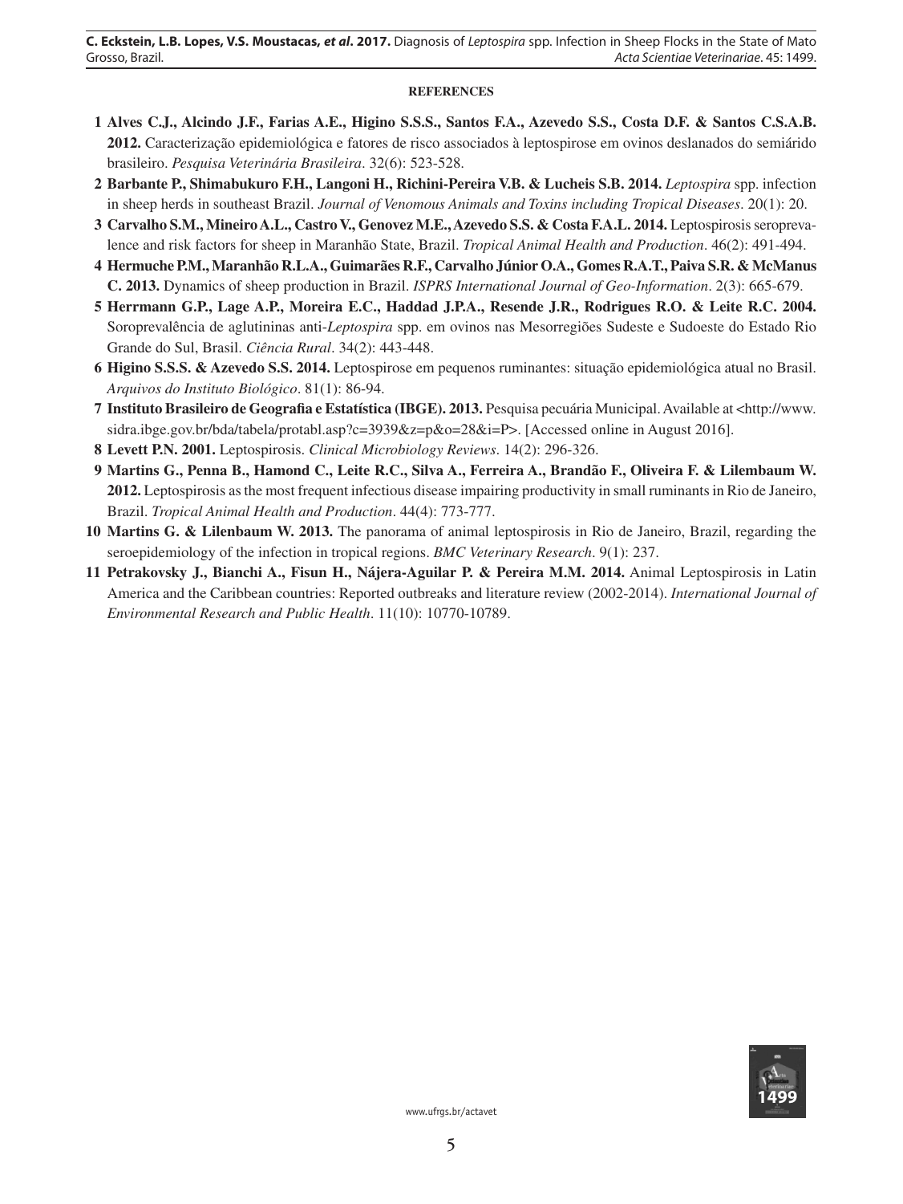**REFERENCES**

1 **Alves C.J., Alcindo J.F., Farias A.E., Higino S.S.S., Santos F.A., Azevedo S.S., Costa D.F. & Santos C.S.A.B. 2012.** Caracterização epidemiológica e fatores de risco associados à leptospirose em ovinos deslanados do semiárido brasileiro. *Pesquisa Veterinária Brasileira*. 32(6): 523-528.

2 **Barbante P., Shimabukuro F.H., Langoni H., Richini-Pereira V.B. & Lucheis S.B. 2014.** *Leptospira* spp. infection in sheep herds in southeast Brazil. *Journal of Venomous Animals and Toxins including Tropical Diseases*. 20(1): 20.

3 **Carvalho S.M., Mineiro A.L., Castro V., Genovez M.E., Azevedo S.S. & Costa F.A.L. 2014.** Leptospirosis seroprevalence and risk factors for sheep in Maranhão State, Brazil. *Tropical Animal Health and Production*. 46(2): 491-494.

4 **Hermuche P.M., Maranhão R.L.A., Guimarães R.F., Carvalho Júnior O.A., Gomes R.A.T., Paiva S.R. & McManus C. 2013.** Dynamics of sheep production in Brazil. *ISPRS International Journal of Geo-Information*. 2(3): 665-679.

5 **Herrmann G.P., Lage A.P., Moreira E.C., Haddad J.P.A., Resende J.R., Rodrigues R.O. & Leite R.C. 2004.** Soroprevalência de aglutininas anti-*Leptospira* spp. em ovinos nas Mesorregiões Sudeste e Sudoeste do Estado Rio Grande do Sul, Brasil. *Ciência Rural*. 34(2): 443-448.

6 **Higino S.S.S. & Azevedo S.S. 2014.** Leptospirose em pequenos ruminantes: situação epidemiológica atual no Brasil. *Arquivos do Instituto Biológico*. 81(1): 86-94.

7 **Instituto Brasileiro de Geografia e Estatística (IBGE). 2013.** Pesquisa pecuária Municipal. Available at <http://www.sidra.ibge.gov.br/bda/tabela/protabl.asp?c=3939&z=p&o=28&i=P>. [Accessed online in August 2016].

8 **Levett P.N. 2001.** Leptospirosis. *Clinical Microbiology Reviews*. 14(2): 296-326.

9 **Martins G., Penna B., Hamond C., Leite R.C., Silva A., Ferreira A., Brandão F., Oliveira F. & Lilembaum W. 2012.** Leptospirosis as the most frequent infectious disease impairing productivity in small ruminants in Rio de Janeiro, Brazil. *Tropical Animal Health and Production*. 44(4): 773-777.

10 **Martins G. & Lilenbaum W. 2013.** The panorama of animal leptospirosis in Rio de Janeiro, Brazil, regarding the seroepidemiology of the infection in tropical regions. *BMC Veterinary Research*. 9(1): 237.

11 **Petrakovsky J., Bianchi A., Fisun H., Nájera-Aguilar P. & Pereira M.M. 2014.** Animal Leptospirosis in Latin America and the Caribbean countries: Reported outbreaks and literature review (2002-2014). *International Journal of Environmental Research and Public Health*. 11(10): 10770-10789.